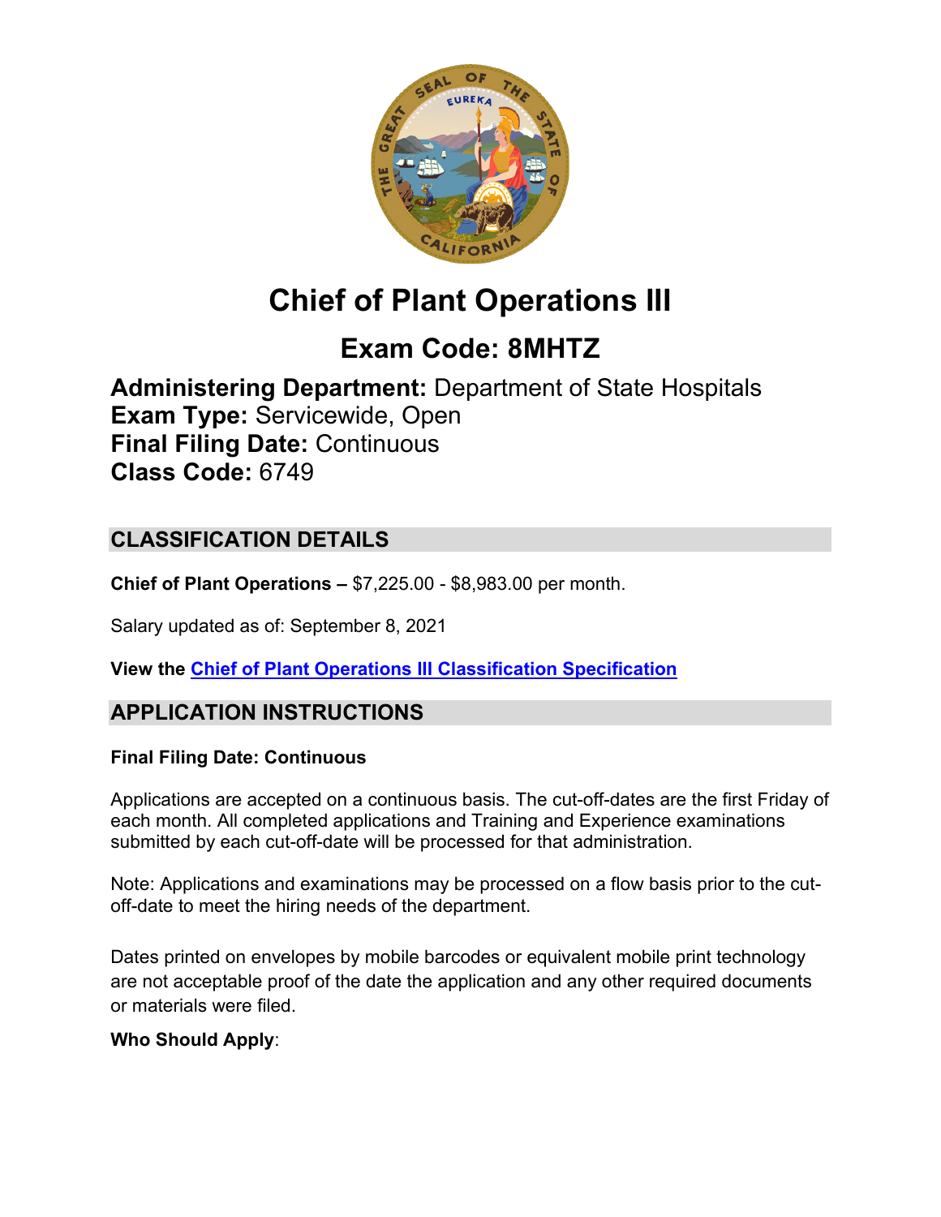# Chief of Plant Operations III

## Exam Code: 8MHTZ

**Administering Department:** Department of State Hospitals
**Exam Type:** Servicewide, Open
**Final Filing Date:** Continuous
**Class Code:** 6749

## CLASSIFICATION DETAILS

**Chief of Plant Operations –** $7,225.00 - $8,983.00 per month.

Salary updated as of: September 8, 2021

**View the Chief of Plant Operations III Classification Specification**

## APPLICATION INSTRUCTIONS

**Final Filing Date: Continuous**

Applications are accepted on a continuous basis. The cut-off-dates are the first Friday of each month. All completed applications and Training and Experience examinations submitted by each cut-off-date will be processed for that administration.

Note: Applications and examinations may be processed on a flow basis prior to the cut-off-date to meet the hiring needs of the department.

Dates printed on envelopes by mobile barcodes or equivalent mobile print technology are not acceptable proof of the date the application and any other required documents or materials were filed.

**Who Should Apply**: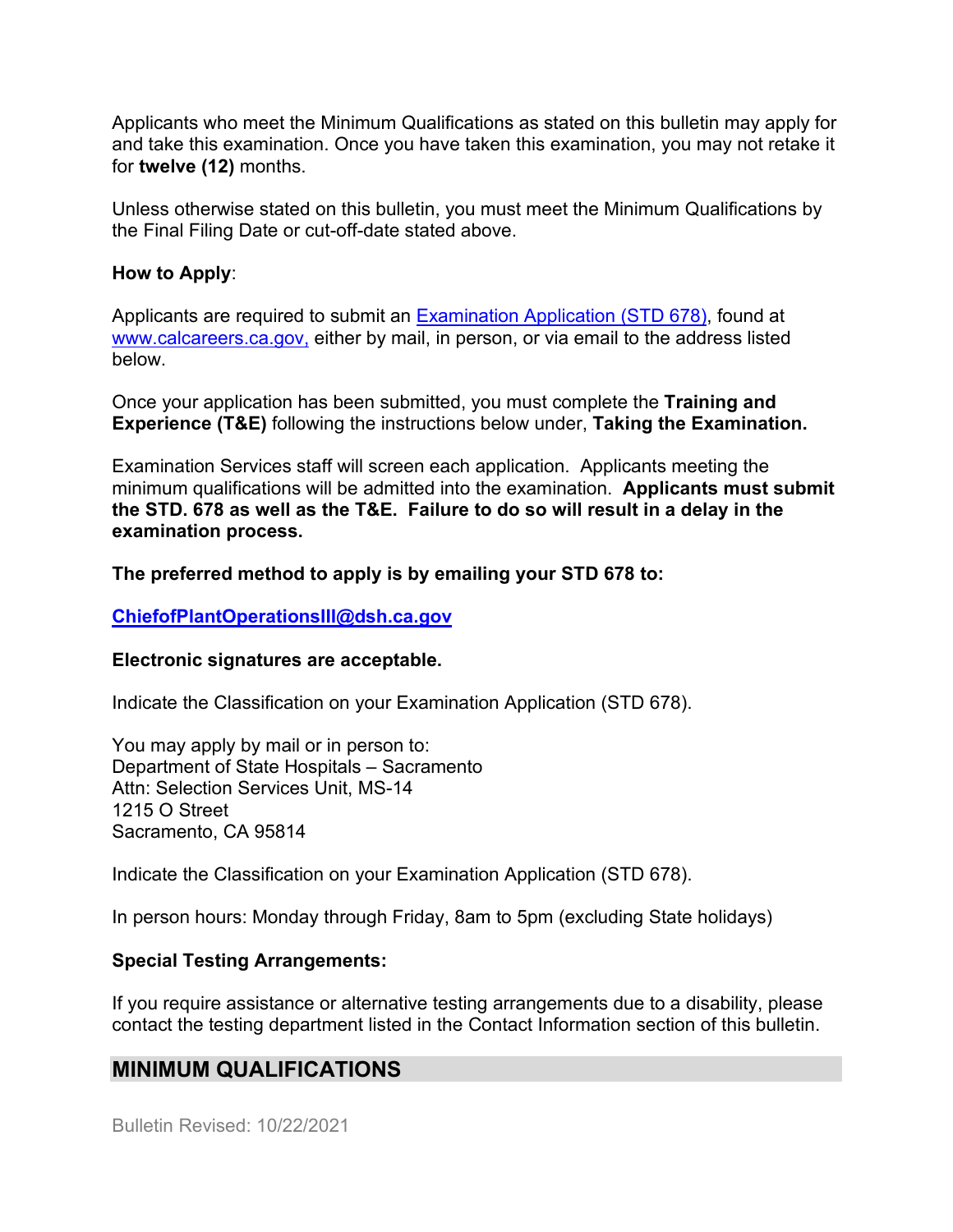Applicants who meet the Minimum Qualifications as stated on this bulletin may apply for and take this examination. Once you have taken this examination, you may not retake it for **twelve (12)** months.

Unless otherwise stated on this bulletin, you must meet the Minimum Qualifications by the Final Filing Date or cut-off-date stated above.

**How to Apply**:

Applicants are required to submit an [Examination Application (STD 678)](), found at [www.calcareers.ca.gov,]() either by mail, in person, or via email to the address listed below.

Once your application has been submitted, you must complete the **Training and Experience (T&E)** following the instructions below under, **Taking the Examination.**

Examination Services staff will screen each application. Applicants meeting the minimum qualifications will be admitted into the examination. **Applicants must submit the STD. 678 as well as the T&E. Failure to do so will result in a delay in the examination process.**

**The preferred method to apply is by emailing your STD 678 to:**

**ChiefofPlantOperationsIII@dsh.ca.gov**

**Electronic signatures are acceptable.**

Indicate the Classification on your Examination Application (STD 678).

You may apply by mail or in person to:
Department of State Hospitals – Sacramento
Attn: Selection Services Unit, MS-14
1215 O Street
Sacramento, CA 95814

Indicate the Classification on your Examination Application (STD 678).

In person hours: Monday through Friday, 8am to 5pm (excluding State holidays)

**Special Testing Arrangements:**

If you require assistance or alternative testing arrangements due to a disability, please contact the testing department listed in the Contact Information section of this bulletin.

## MINIMUM QUALIFICATIONS

Bulletin Revised: 10/22/2021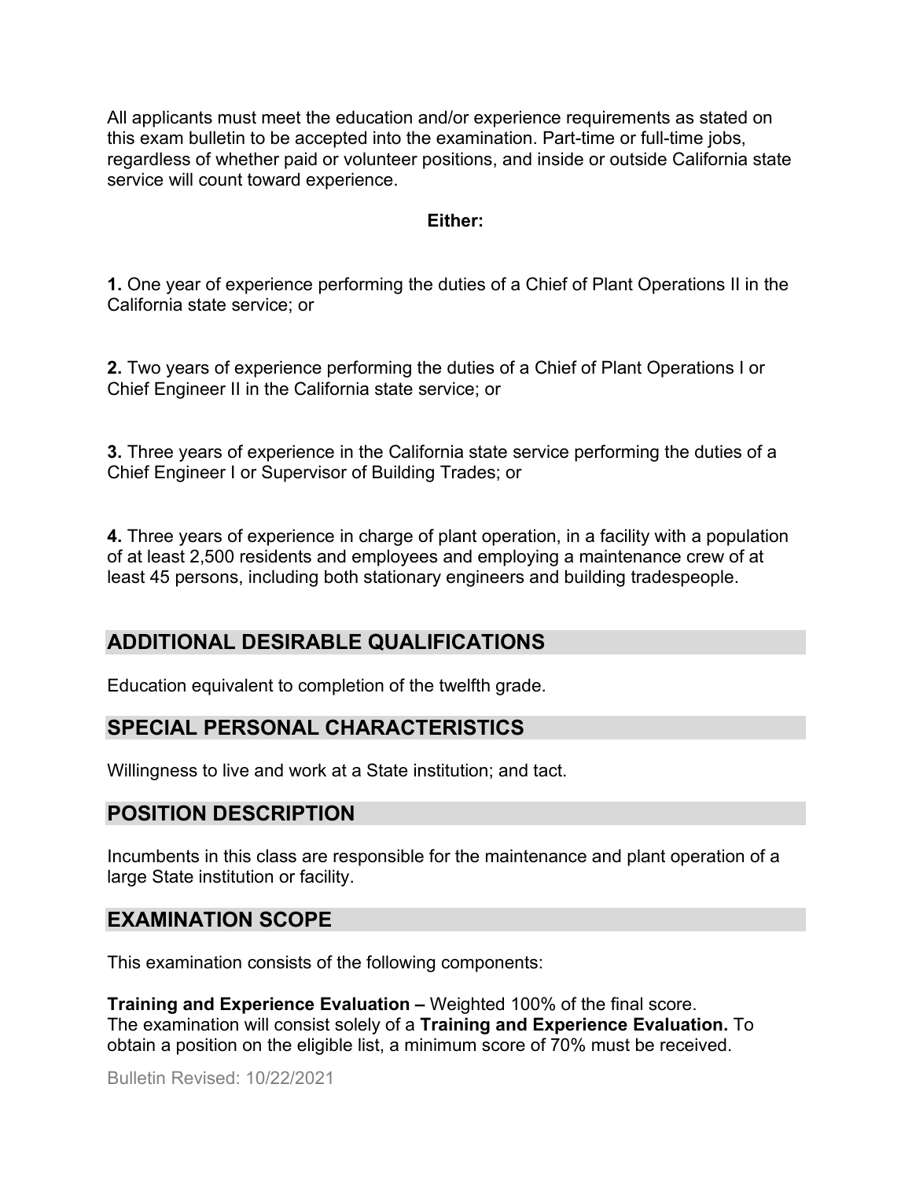All applicants must meet the education and/or experience requirements as stated on this exam bulletin to be accepted into the examination. Part-time or full-time jobs, regardless of whether paid or volunteer positions, and inside or outside California state service will count toward experience.

**Either:**

**1.** One year of experience performing the duties of a Chief of Plant Operations II in the California state service; or

**2.** Two years of experience performing the duties of a Chief of Plant Operations I or Chief Engineer II in the California state service; or

**3.** Three years of experience in the California state service performing the duties of a Chief Engineer I or Supervisor of Building Trades; or

**4.** Three years of experience in charge of plant operation, in a facility with a population of at least 2,500 residents and employees and employing a maintenance crew of at least 45 persons, including both stationary engineers and building tradespeople.

## ADDITIONAL DESIRABLE QUALIFICATIONS

Education equivalent to completion of the twelfth grade.

## SPECIAL PERSONAL CHARACTERISTICS

Willingness to live and work at a State institution; and tact.

## POSITION DESCRIPTION

Incumbents in this class are responsible for the maintenance and plant operation of a large State institution or facility.

## EXAMINATION SCOPE

This examination consists of the following components:

**Training and Experience Evaluation –** Weighted 100% of the final score.
The examination will consist solely of a **Training and Experience Evaluation.** To obtain a position on the eligible list, a minimum score of 70% must be received.

Bulletin Revised: 10/22/2021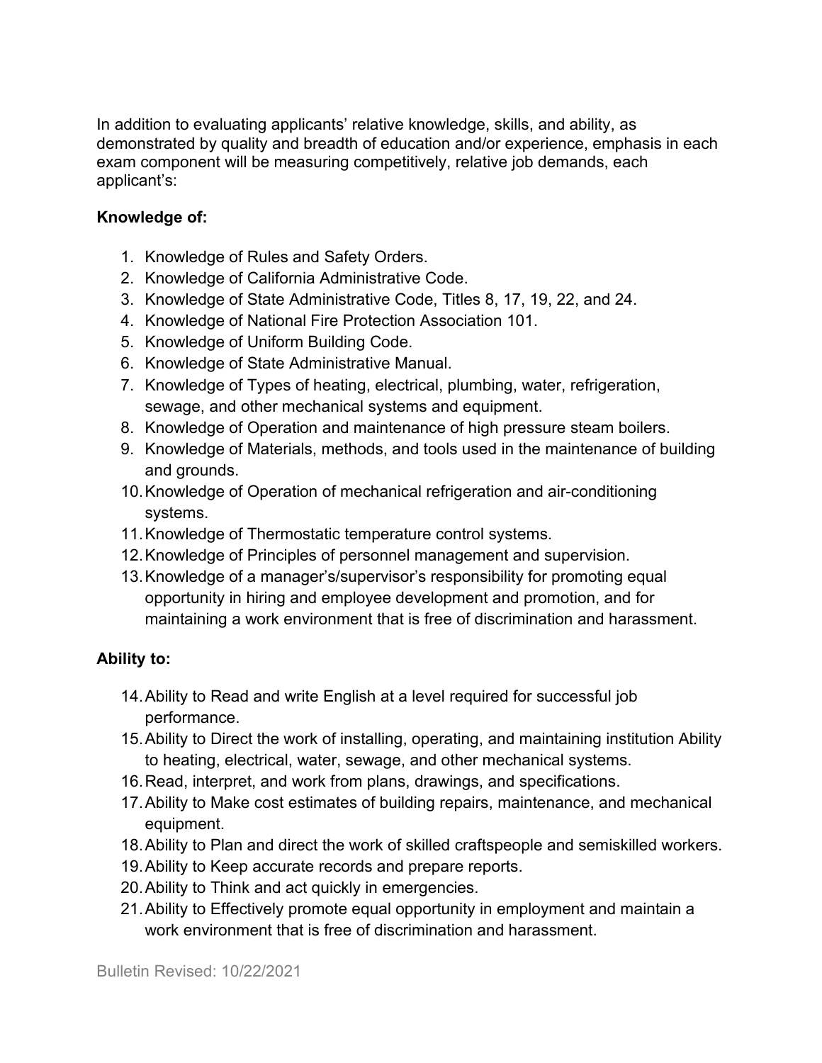In addition to evaluating applicants' relative knowledge, skills, and ability, as demonstrated by quality and breadth of education and/or experience, emphasis in each exam component will be measuring competitively, relative job demands, each applicant's:

**Knowledge of:**

1. Knowledge of Rules and Safety Orders.
2. Knowledge of California Administrative Code.
3. Knowledge of State Administrative Code, Titles 8, 17, 19, 22, and 24.
4. Knowledge of National Fire Protection Association 101.
5. Knowledge of Uniform Building Code.
6. Knowledge of State Administrative Manual.
7. Knowledge of Types of heating, electrical, plumbing, water, refrigeration, sewage, and other mechanical systems and equipment.
8. Knowledge of Operation and maintenance of high pressure steam boilers.
9. Knowledge of Materials, methods, and tools used in the maintenance of building and grounds.
10. Knowledge of Operation of mechanical refrigeration and air-conditioning systems.
11. Knowledge of Thermostatic temperature control systems.
12. Knowledge of Principles of personnel management and supervision.
13. Knowledge of a manager's/supervisor's responsibility for promoting equal opportunity in hiring and employee development and promotion, and for maintaining a work environment that is free of discrimination and harassment.

**Ability to:**

14. Ability to Read and write English at a level required for successful job performance.
15. Ability to Direct the work of installing, operating, and maintaining institution Ability to heating, electrical, water, sewage, and other mechanical systems.
16. Read, interpret, and work from plans, drawings, and specifications.
17. Ability to Make cost estimates of building repairs, maintenance, and mechanical equipment.
18. Ability to Plan and direct the work of skilled craftspeople and semiskilled workers.
19. Ability to Keep accurate records and prepare reports.
20. Ability to Think and act quickly in emergencies.
21. Ability to Effectively promote equal opportunity in employment and maintain a work environment that is free of discrimination and harassment.

Bulletin Revised: 10/22/2021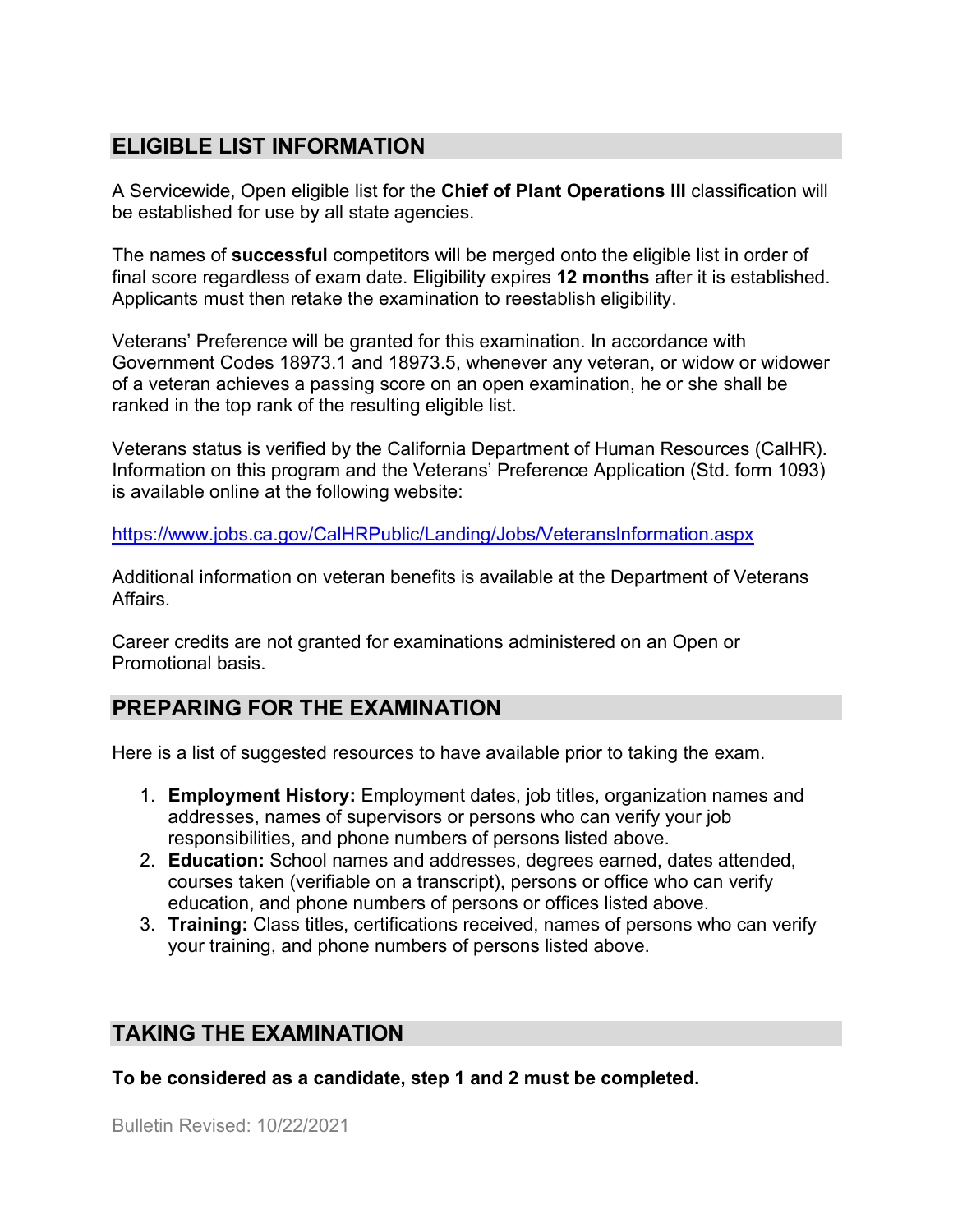## ELIGIBLE LIST INFORMATION

A Servicewide, Open eligible list for the **Chief of Plant Operations III** classification will be established for use by all state agencies.

The names of **successful** competitors will be merged onto the eligible list in order of final score regardless of exam date. Eligibility expires **12 months** after it is established. Applicants must then retake the examination to reestablish eligibility.

Veterans' Preference will be granted for this examination. In accordance with Government Codes 18973.1 and 18973.5, whenever any veteran, or widow or widower of a veteran achieves a passing score on an open examination, he or she shall be ranked in the top rank of the resulting eligible list.

Veterans status is verified by the California Department of Human Resources (CalHR). Information on this program and the Veterans' Preference Application (Std. form 1093) is available online at the following website:

https://www.jobs.ca.gov/CalHRPublic/Landing/Jobs/VeteransInformation.aspx

Additional information on veteran benefits is available at the Department of Veterans Affairs.

Career credits are not granted for examinations administered on an Open or Promotional basis.

## PREPARING FOR THE EXAMINATION

Here is a list of suggested resources to have available prior to taking the exam.

1. **Employment History:** Employment dates, job titles, organization names and addresses, names of supervisors or persons who can verify your job responsibilities, and phone numbers of persons listed above.
2. **Education:** School names and addresses, degrees earned, dates attended, courses taken (verifiable on a transcript), persons or office who can verify education, and phone numbers of persons or offices listed above.
3. **Training:** Class titles, certifications received, names of persons who can verify your training, and phone numbers of persons listed above.

## TAKING THE EXAMINATION

**To be considered as a candidate, step 1 and 2 must be completed.**

Bulletin Revised: 10/22/2021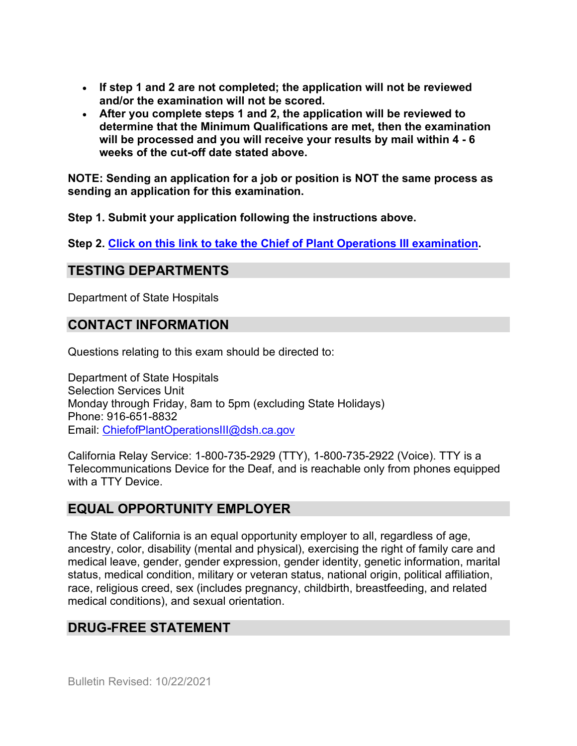- **If step 1 and 2 are not completed; the application will not be reviewed and/or the examination will not be scored.**
- **After you complete steps 1 and 2, the application will be reviewed to determine that the Minimum Qualifications are met, then the examination will be processed and you will receive your results by mail within 4 - 6 weeks of the cut-off date stated above.**

**NOTE: Sending an application for a job or position is NOT the same process as sending an application for this examination.**

**Step 1. Submit your application following the instructions above.**

**Step 2. Click on this link to take the Chief of Plant Operations III examination.**

## TESTING DEPARTMENTS

Department of State Hospitals

## CONTACT INFORMATION

Questions relating to this exam should be directed to:

Department of State Hospitals
Selection Services Unit
Monday through Friday, 8am to 5pm (excluding State Holidays)
Phone: 916-651-8832
Email: ChiefofPlantOperationsIII@dsh.ca.gov

California Relay Service: 1-800-735-2929 (TTY), 1-800-735-2922 (Voice). TTY is a Telecommunications Device for the Deaf, and is reachable only from phones equipped with a TTY Device.

## EQUAL OPPORTUNITY EMPLOYER

The State of California is an equal opportunity employer to all, regardless of age, ancestry, color, disability (mental and physical), exercising the right of family care and medical leave, gender, gender expression, gender identity, genetic information, marital status, medical condition, military or veteran status, national origin, political affiliation, race, religious creed, sex (includes pregnancy, childbirth, breastfeeding, and related medical conditions), and sexual orientation.

## DRUG-FREE STATEMENT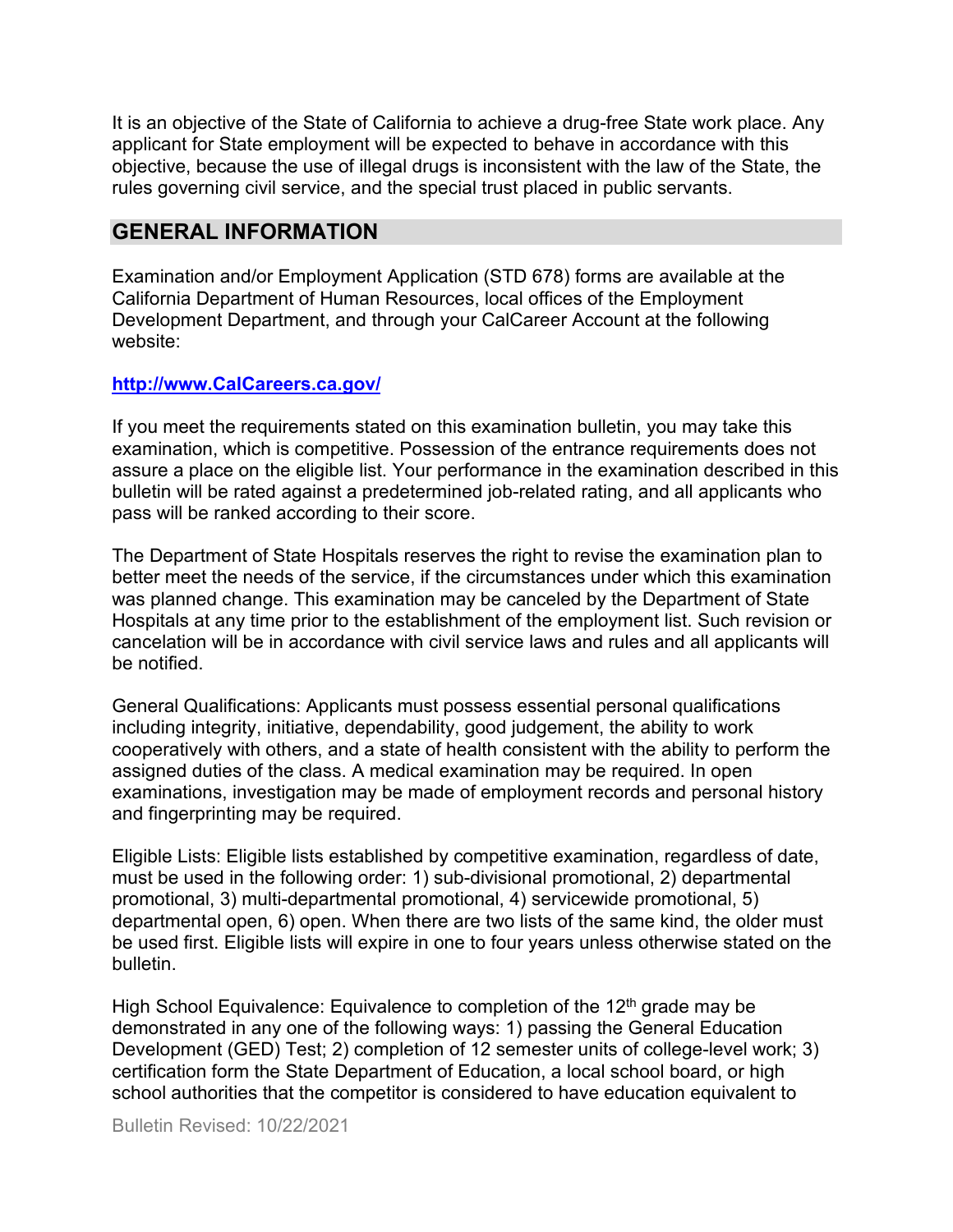It is an objective of the State of California to achieve a drug-free State work place. Any applicant for State employment will be expected to behave in accordance with this objective, because the use of illegal drugs is inconsistent with the law of the State, the rules governing civil service, and the special trust placed in public servants.

## GENERAL INFORMATION

Examination and/or Employment Application (STD 678) forms are available at the California Department of Human Resources, local offices of the Employment Development Department, and through your CalCareer Account at the following website:

**http://www.CalCareers.ca.gov/**

If you meet the requirements stated on this examination bulletin, you may take this examination, which is competitive. Possession of the entrance requirements does not assure a place on the eligible list. Your performance in the examination described in this bulletin will be rated against a predetermined job-related rating, and all applicants who pass will be ranked according to their score.

The Department of State Hospitals reserves the right to revise the examination plan to better meet the needs of the service, if the circumstances under which this examination was planned change. This examination may be canceled by the Department of State Hospitals at any time prior to the establishment of the employment list. Such revision or cancelation will be in accordance with civil service laws and rules and all applicants will be notified.

General Qualifications: Applicants must possess essential personal qualifications including integrity, initiative, dependability, good judgement, the ability to work cooperatively with others, and a state of health consistent with the ability to perform the assigned duties of the class. A medical examination may be required. In open examinations, investigation may be made of employment records and personal history and fingerprinting may be required.

Eligible Lists: Eligible lists established by competitive examination, regardless of date, must be used in the following order: 1) sub-divisional promotional, 2) departmental promotional, 3) multi-departmental promotional, 4) servicewide promotional, 5) departmental open, 6) open. When there are two lists of the same kind, the older must be used first. Eligible lists will expire in one to four years unless otherwise stated on the bulletin.

High School Equivalence: Equivalence to completion of the 12th grade may be demonstrated in any one of the following ways: 1) passing the General Education Development (GED) Test; 2) completion of 12 semester units of college-level work; 3) certification form the State Department of Education, a local school board, or high school authorities that the competitor is considered to have education equivalent to

Bulletin Revised: 10/22/2021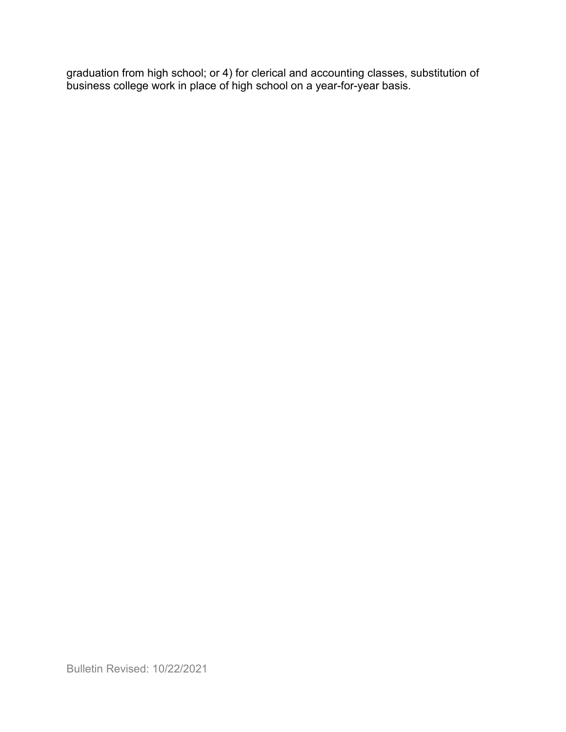graduation from high school; or 4) for clerical and accounting classes, substitution of business college work in place of high school on a year-for-year basis.

Bulletin Revised: 10/22/2021